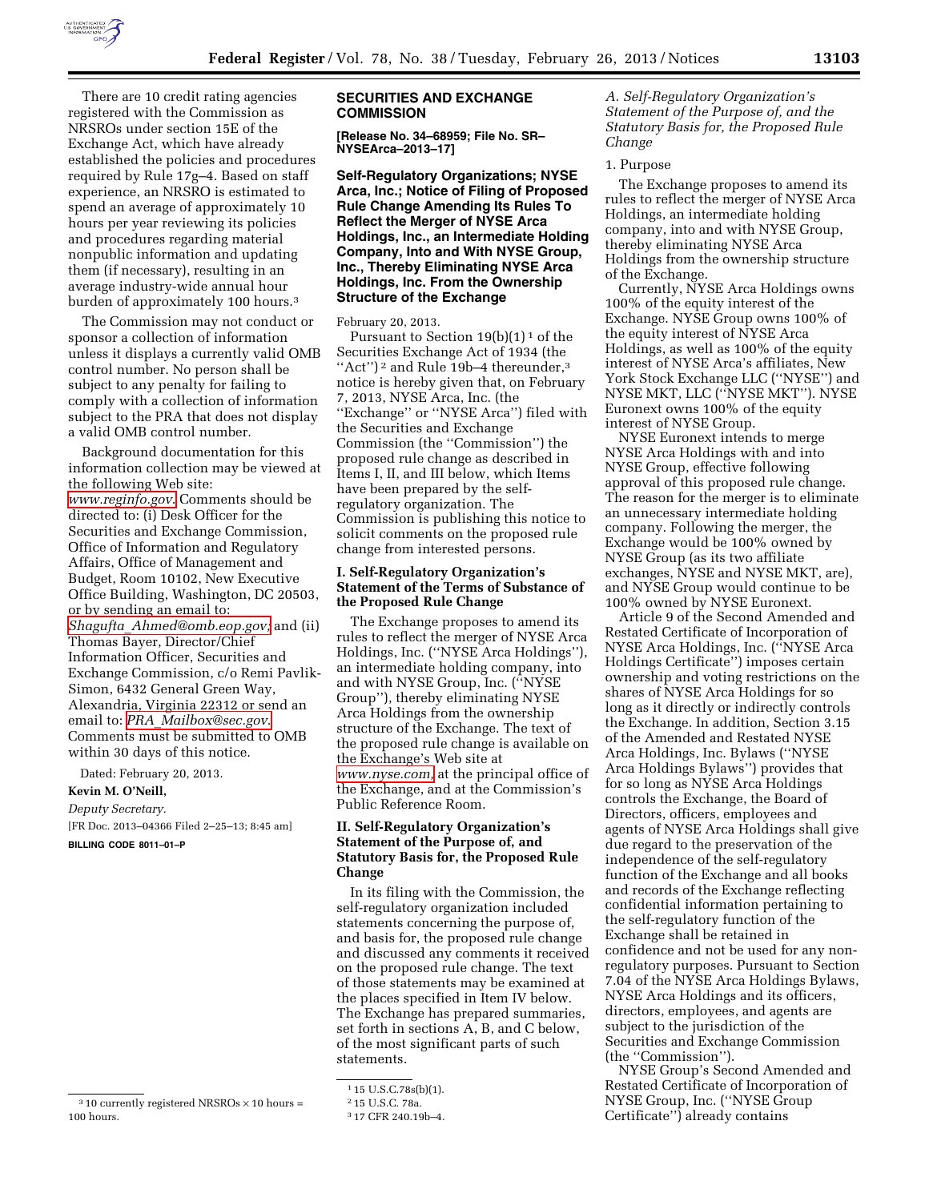There are 10 credit rating agencies registered with the Commission as NRSROs under section 15E of the Exchange Act, which have already established the policies and procedures required by Rule 17g–4. Based on staff experience, an NRSRO is estimated to spend an average of approximately 10 hours per year reviewing its policies and procedures regarding material nonpublic information and updating them (if necessary), resulting in an average industry-wide annual hour burden of approximately 100 hours.[3]

The Commission may not conduct or sponsor a collection of information unless it displays a currently valid OMB control number. No person shall be subject to any penalty for failing to comply with a collection of information subject to the PRA that does not display a valid OMB control number.

Background documentation for this information collection may be viewed at the following Web site: *www.reginfo.gov.* Comments should be directed to: (i) Desk Officer for the Securities and Exchange Commission, Office of Information and Regulatory Affairs, Office of Management and Budget, Room 10102, New Executive Office Building, Washington, DC 20503, or by sending an email to: *Shagufta_Ahmed@omb.eop.gov;* and (ii) Thomas Bayer, Director/Chief Information Officer, Securities and Exchange Commission, c/o Remi Pavlik-Simon, 6432 General Green Way, Alexandria, Virginia 22312 or send an email to: *PRA_Mailbox@sec.gov.* Comments must be submitted to OMB within 30 days of this notice.

Dated: February 20, 2013.

**Kevin M. O'Neill,**

*Deputy Secretary.*

[FR Doc. 2013–04366 Filed 2–25–13; 8:45 am]

**BILLING CODE 8011–01–P**

[3] 10 currently registered NRSROs × 10 hours = 100 hours.

## SECURITIES AND EXCHANGE COMMISSION

**[Release No. 34–68959; File No. SR–NYSEArca–2013–17]**

## Self-Regulatory Organizations; NYSE Arca, Inc.; Notice of Filing of Proposed Rule Change Amending Its Rules To Reflect the Merger of NYSE Arca Holdings, Inc., an Intermediate Holding Company, Into and With NYSE Group, Inc., Thereby Eliminating NYSE Arca Holdings, Inc. From the Ownership Structure of the Exchange

February 20, 2013.

Pursuant to Section 19(b)(1)[1] of the Securities Exchange Act of 1934 (the "Act")[2] and Rule 19b–4 thereunder,[3] notice is hereby given that, on February 7, 2013, NYSE Arca, Inc. (the "Exchange" or "NYSE Arca") filed with the Securities and Exchange Commission (the "Commission") the proposed rule change as described in Items I, II, and III below, which Items have been prepared by the self-regulatory organization. The Commission is publishing this notice to solicit comments on the proposed rule change from interested persons.

### I. Self-Regulatory Organization's Statement of the Terms of Substance of the Proposed Rule Change

The Exchange proposes to amend its rules to reflect the merger of NYSE Arca Holdings, Inc. ("NYSE Arca Holdings"), an intermediate holding company, into and with NYSE Group, Inc. ("NYSE Group"), thereby eliminating NYSE Arca Holdings from the ownership structure of the Exchange. The text of the proposed rule change is available on the Exchange's Web site at *www.nyse.com,* at the principal office of the Exchange, and at the Commission's Public Reference Room.

### II. Self-Regulatory Organization's Statement of the Purpose of, and Statutory Basis for, the Proposed Rule Change

In its filing with the Commission, the self-regulatory organization included statements concerning the purpose of, and basis for, the proposed rule change and discussed any comments it received on the proposed rule change. The text of those statements may be examined at the places specified in Item IV below. The Exchange has prepared summaries, set forth in sections A, B, and C below, of the most significant parts of such statements.

[1] 15 U.S.C.78s(b)(1).

[2] 15 U.S.C. 78a.

[3] 17 CFR 240.19b–4.

*A. Self-Regulatory Organization's Statement of the Purpose of, and the Statutory Basis for, the Proposed Rule Change*

1. Purpose

The Exchange proposes to amend its rules to reflect the merger of NYSE Arca Holdings, an intermediate holding company, into and with NYSE Group, thereby eliminating NYSE Arca Holdings from the ownership structure of the Exchange.

Currently, NYSE Arca Holdings owns 100% of the equity interest of the Exchange. NYSE Group owns 100% of the equity interest of NYSE Arca Holdings, as well as 100% of the equity interest of NYSE Arca's affiliates, New York Stock Exchange LLC ("NYSE") and NYSE MKT, LLC ("NYSE MKT"). NYSE Euronext owns 100% of the equity interest of NYSE Group.

NYSE Euronext intends to merge NYSE Arca Holdings with and into NYSE Group, effective following approval of this proposed rule change. The reason for the merger is to eliminate an unnecessary intermediate holding company. Following the merger, the Exchange would be 100% owned by NYSE Group (as its two affiliate exchanges, NYSE and NYSE MKT, are), and NYSE Group would continue to be 100% owned by NYSE Euronext.

Article 9 of the Second Amended and Restated Certificate of Incorporation of NYSE Arca Holdings, Inc. ("NYSE Arca Holdings Certificate") imposes certain ownership and voting restrictions on the shares of NYSE Arca Holdings for so long as it directly or indirectly controls the Exchange. In addition, Section 3.15 of the Amended and Restated NYSE Arca Holdings, Inc. Bylaws ("NYSE Arca Holdings Bylaws") provides that for so long as NYSE Arca Holdings controls the Exchange, the Board of Directors, officers, employees and agents of NYSE Arca Holdings shall give due regard to the preservation of the independence of the self-regulatory function of the Exchange and all books and records of the Exchange reflecting confidential information pertaining to the self-regulatory function of the Exchange shall be retained in confidence and not be used for any non-regulatory purposes. Pursuant to Section 7.04 of the NYSE Arca Holdings Bylaws, NYSE Arca Holdings and its officers, directors, employees, and agents are subject to the jurisdiction of the Securities and Exchange Commission (the "Commission").

NYSE Group's Second Amended and Restated Certificate of Incorporation of NYSE Group, Inc. ("NYSE Group Certificate") already contains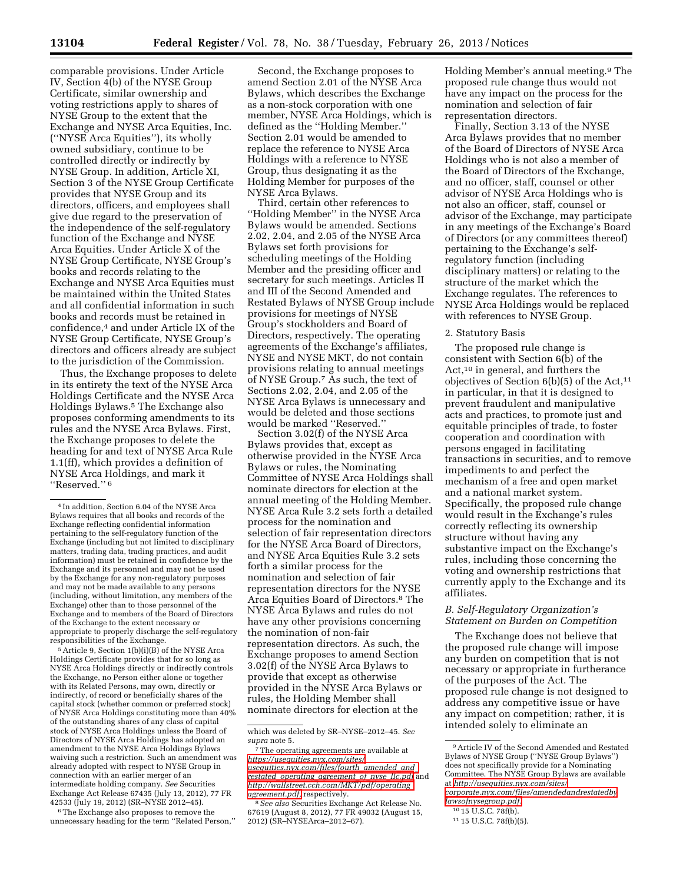comparable provisions. Under Article IV, Section 4(b) of the NYSE Group Certificate, similar ownership and voting restrictions apply to shares of NYSE Group to the extent that the Exchange and NYSE Arca Equities, Inc. (''NYSE Arca Equities''), its wholly owned subsidiary, continue to be controlled directly or indirectly by NYSE Group. In addition, Article XI, Section 3 of the NYSE Group Certificate provides that NYSE Group and its directors, officers, and employees shall give due regard to the preservation of the independence of the self-regulatory function of the Exchange and NYSE Arca Equities. Under Article X of the NYSE Group Certificate, NYSE Group's books and records relating to the Exchange and NYSE Arca Equities must be maintained within the United States and all confidential information in such books and records must be retained in confidence,[4] and under Article IX of the NYSE Group Certificate, NYSE Group's directors and officers already are subject to the jurisdiction of the Commission.

Thus, the Exchange proposes to delete in its entirety the text of the NYSE Arca Holdings Certificate and the NYSE Arca Holdings Bylaws.[5] The Exchange also proposes conforming amendments to its rules and the NYSE Arca Bylaws. First, the Exchange proposes to delete the heading for and text of NYSE Arca Rule 1.1(ff), which provides a definition of NYSE Arca Holdings, and mark it ''Reserved.''[6]

Second, the Exchange proposes to amend Section 2.01 of the NYSE Arca Bylaws, which describes the Exchange as a non-stock corporation with one member, NYSE Arca Holdings, which is defined as the ''Holding Member.'' Section 2.01 would be amended to replace the reference to NYSE Arca Holdings with a reference to NYSE Group, thus designating it as the Holding Member for purposes of the NYSE Arca Bylaws.

Third, certain other references to ''Holding Member'' in the NYSE Arca Bylaws would be amended. Sections 2.02, 2.04, and 2.05 of the NYSE Arca Bylaws set forth provisions for scheduling meetings of the Holding Member and the presiding officer and secretary for such meetings. Articles II and III of the Second Amended and Restated Bylaws of NYSE Group include provisions for meetings of NYSE Group's stockholders and Board of Directors, respectively. The operating agreements of the Exchange's affiliates, NYSE and NYSE MKT, do not contain provisions relating to annual meetings of NYSE Group.[7] As such, the text of Sections 2.02, 2.04, and 2.05 of the NYSE Arca Bylaws is unnecessary and would be deleted and those sections would be marked ''Reserved.''

Section 3.02(f) of the NYSE Arca Bylaws provides that, except as otherwise provided in the NYSE Arca Bylaws or rules, the Nominating Committee of NYSE Arca Holdings shall nominate directors for election at the annual meeting of the Holding Member. NYSE Arca Rule 3.2 sets forth a detailed process for the nomination and selection of fair representation directors for the NYSE Arca Board of Directors, and NYSE Arca Equities Rule 3.2 sets forth a similar process for the nomination and selection of fair representation directors for the NYSE Arca Equities Board of Directors.[8] The NYSE Arca Bylaws and rules do not have any other provisions concerning the nomination of non-fair representation directors. As such, the Exchange proposes to amend Section 3.02(f) of the NYSE Arca Bylaws to provide that except as otherwise provided in the NYSE Arca Bylaws or rules, the Holding Member shall nominate directors for election at the Holding Member's annual meeting.[9] The proposed rule change thus would not have any impact on the process for the nomination and selection of fair representation directors.

Finally, Section 3.13 of the NYSE Arca Bylaws provides that no member of the Board of Directors of NYSE Arca Holdings who is not also a member of the Board of Directors of the Exchange, and no officer, staff, counsel or other advisor of NYSE Arca Holdings who is not also an officer, staff, counsel or advisor of the Exchange, may participate in any meetings of the Exchange's Board of Directors (or any committees thereof) pertaining to the Exchange's self-regulatory function (including disciplinary matters) or relating to the structure of the market which the Exchange regulates. The references to NYSE Arca Holdings would be replaced with references to NYSE Group.

2. Statutory Basis

The proposed rule change is consistent with Section 6(b) of the Act,[10] in general, and furthers the objectives of Section 6(b)(5) of the Act,[11] in particular, in that it is designed to prevent fraudulent and manipulative acts and practices, to promote just and equitable principles of trade, to foster cooperation and coordination with persons engaged in facilitating transactions in securities, and to remove impediments to and perfect the mechanism of a free and open market and a national market system. Specifically, the proposed rule change would result in the Exchange's rules correctly reflecting its ownership structure without having any substantive impact on the Exchange's rules, including those concerning the voting and ownership restrictions that currently apply to the Exchange and its affiliates.

*B. Self-Regulatory Organization's Statement on Burden on Competition*

The Exchange does not believe that the proposed rule change will impose any burden on competition that is not necessary or appropriate in furtherance of the purposes of the Act. The proposed rule change is not designed to address any competitive issue or have any impact on competition; rather, it is intended solely to eliminate an

---

[4] In addition, Section 6.04 of the NYSE Arca Bylaws requires that all books and records of the Exchange reflecting confidential information pertaining to the self-regulatory function of the Exchange (including but not limited to disciplinary matters, trading data, trading practices, and audit information) must be retained in confidence by the Exchange and its personnel and may not be used by the Exchange for any non-regulatory purposes and may not be made available to any persons (including, without limitation, any members of the Exchange) other than to those personnel of the Exchange and to members of the Board of Directors of the Exchange to the extent necessary or appropriate to properly discharge the self-regulatory responsibilities of the Exchange.

[5] Article 9, Section 1(b)(i)(B) of the NYSE Arca Holdings Certificate provides that for so long as NYSE Arca Holdings directly or indirectly controls the Exchange, no Person either alone or together with its Related Persons, may own, directly or indirectly, of record or beneficially shares of the capital stock (whether common or preferred stock) of NYSE Arca Holdings constituting more than 40% of the outstanding shares of any class of capital stock of NYSE Arca Holdings unless the Board of Directors of NYSE Arca Holdings has adopted an amendment to the NYSE Arca Holdings Bylaws waiving such a restriction. Such an amendment was already adopted with respect to NYSE Group in connection with an earlier merger of an intermediate holding company. *See* Securities Exchange Act Release 67435 (July 13, 2012), 77 FR 42533 (July 19, 2012) (SR–NYSE 2012–45).

[6] The Exchange also proposes to remove the unnecessary heading for the term ''Related Person,'' which was deleted by SR–NYSE–2012–45. *See supra* note 5.

[7] The operating agreements are available at https://usequities.nyx.com/sites/usequities.nyx.com/files/fourth_amended_and_restated_operating_agreement_of_nyse_llc.pdf and http://wallstreet.cch.com/MKT/pdf/operating_agreement.pdf, respectively.

[8] *See also* Securities Exchange Act Release No. 67619 (August 8, 2012), 77 FR 49032 (August 15, 2012) (SR–NYSEArca–2012–67).

[9] Article IV of the Second Amended and Restated Bylaws of NYSE Group (''NYSE Group Bylaws'') does not specifically provide for a Nominating Committee. The NYSE Group Bylaws are available at http://usequities.nyx.com/sites/corporate.nyx.com/files/amendedandrestatedbylawsofnysegroup.pdf.

[10] 15 U.S.C. 78f(b).

[11] 15 U.S.C. 78f(b)(5).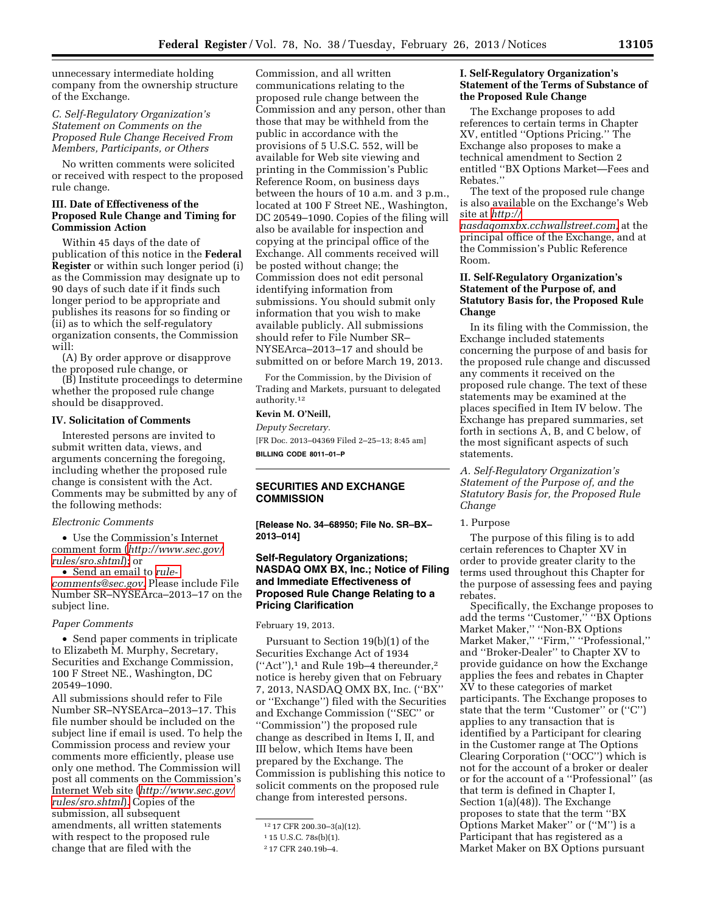unnecessary intermediate holding company from the ownership structure of the Exchange.

*C. Self-Regulatory Organization's Statement on Comments on the Proposed Rule Change Received From Members, Participants, or Others*

No written comments were solicited or received with respect to the proposed rule change.

## III. Date of Effectiveness of the Proposed Rule Change and Timing for Commission Action

Within 45 days of the date of publication of this notice in the **Federal Register** or within such longer period (i) as the Commission may designate up to 90 days of such date if it finds such longer period to be appropriate and publishes its reasons for so finding or (ii) as to which the self-regulatory organization consents, the Commission will:

(A) By order approve or disapprove the proposed rule change, or

(B) Institute proceedings to determine whether the proposed rule change should be disapproved.

## IV. Solicitation of Comments

Interested persons are invited to submit written data, views, and arguments concerning the foregoing, including whether the proposed rule change is consistent with the Act. Comments may be submitted by any of the following methods:

*Electronic Comments*

- Use the Commission's Internet comment form (http://www.sec.gov/rules/sro.shtml); or
- Send an email to rule-comments@sec.gov. Please include File Number SR–NYSEArca–2013–17 on the subject line.

*Paper Comments*

- Send paper comments in triplicate to Elizabeth M. Murphy, Secretary, Securities and Exchange Commission, 100 F Street NE., Washington, DC 20549–1090.

All submissions should refer to File Number SR–NYSEArca–2013–17. This file number should be included on the subject line if email is used. To help the Commission process and review your comments more efficiently, please use only one method. The Commission will post all comments on the Commission's Internet Web site (http://www.sec.gov/rules/sro.shtml). Copies of the submission, all subsequent amendments, all written statements with respect to the proposed rule change that are filed with the Commission, and all written communications relating to the proposed rule change between the Commission and any person, other than those that may be withheld from the public in accordance with the provisions of 5 U.S.C. 552, will be available for Web site viewing and printing in the Commission's Public Reference Room, on business days between the hours of 10 a.m. and 3 p.m., located at 100 F Street NE., Washington, DC 20549–1090. Copies of the filing will also be available for inspection and copying at the principal office of the Exchange. All comments received will be posted without change; the Commission does not edit personal identifying information from submissions. You should submit only information that you wish to make available publicly. All submissions should refer to File Number SR–NYSEArca–2013–17 and should be submitted on or before March 19, 2013.

For the Commission, by the Division of Trading and Markets, pursuant to delegated authority.[12]

**Kevin M. O'Neill,**

*Deputy Secretary.*

[FR Doc. 2013–04369 Filed 2–25–13; 8:45 am]

**BILLING CODE 8011–01–P**

---

# SECURITIES AND EXCHANGE COMMISSION

**[Release No. 34–68950; File No. SR–BX–2013–014]**

## Self-Regulatory Organizations; NASDAQ OMX BX, Inc.; Notice of Filing and Immediate Effectiveness of Proposed Rule Change Relating to a Pricing Clarification

February 19, 2013.

Pursuant to Section 19(b)(1) of the Securities Exchange Act of 1934 ("Act"),[1] and Rule 19b–4 thereunder,[2] notice is hereby given that on February 7, 2013, NASDAQ OMX BX, Inc. ("BX" or "Exchange") filed with the Securities and Exchange Commission ("SEC" or "Commission") the proposed rule change as described in Items I, II, and III below, which Items have been prepared by the Exchange. The Commission is publishing this notice to solicit comments on the proposed rule change from interested persons.

## I. Self-Regulatory Organization's Statement of the Terms of Substance of the Proposed Rule Change

The Exchange proposes to add references to certain terms in Chapter XV, entitled "Options Pricing." The Exchange also proposes to make a technical amendment to Section 2 entitled "BX Options Market—Fees and Rebates."

The text of the proposed rule change is also available on the Exchange's Web site at http://nasdaqomxbx.cchwallstreet.com, at the principal office of the Exchange, and at the Commission's Public Reference Room.

## II. Self-Regulatory Organization's Statement of the Purpose of, and Statutory Basis for, the Proposed Rule Change

In its filing with the Commission, the Exchange included statements concerning the purpose of and basis for the proposed rule change and discussed any comments it received on the proposed rule change. The text of these statements may be examined at the places specified in Item IV below. The Exchange has prepared summaries, set forth in sections A, B, and C below, of the most significant aspects of such statements.

*A. Self-Regulatory Organization's Statement of the Purpose of, and the Statutory Basis for, the Proposed Rule Change*

1. Purpose

The purpose of this filing is to add certain references to Chapter XV in order to provide greater clarity to the terms used throughout this Chapter for the purpose of assessing fees and paying rebates.

Specifically, the Exchange proposes to add the terms "Customer," "BX Options Market Maker," "Non-BX Options Market Maker," "Firm," "Professional," and "Broker-Dealer" to Chapter XV to provide guidance on how the Exchange applies the fees and rebates in Chapter XV to these categories of market participants. The Exchange proposes to state that the term "Customer" or ("C") applies to any transaction that is identified by a Participant for clearing in the Customer range at The Options Clearing Corporation ("OCC") which is not for the account of a broker or dealer or for the account of a "Professional" (as that term is defined in Chapter I, Section 1(a)(48)). The Exchange proposes to state that the term "BX Options Market Maker" or ("M") is a Participant that has registered as a Market Maker on BX Options pursuant

---

[12] 17 CFR 200.30–3(a)(12).

[1] 15 U.S.C. 78s(b)(1).

[2] 17 CFR 240.19b–4.